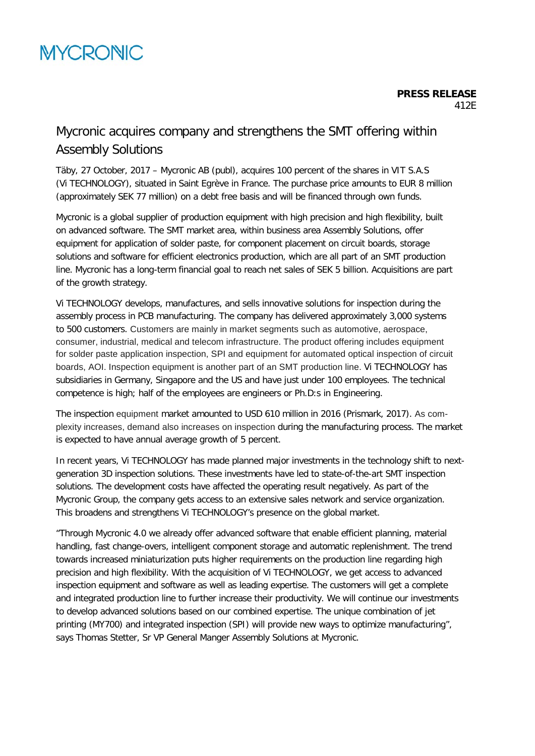MYCRONIC

**PRESS RELEASE**
412E

# Mycronic acquires company and strengthens the SMT offering within Assembly Solutions

Täby, 27 October, 2017 – Mycronic AB (publ), acquires 100 percent of the shares in VIT S.A.S (Vi TECHNOLOGY), situated in Saint Egrève in France. The purchase price amounts to EUR 8 million (approximately SEK 77 million) on a debt free basis and will be financed through own funds.

Mycronic is a global supplier of production equipment with high precision and high flexibility, built on advanced software. The SMT market area, within business area Assembly Solutions, offer equipment for application of solder paste, for component placement on circuit boards, storage solutions and software for efficient electronics production, which are all part of an SMT production line. Mycronic has a long-term financial goal to reach net sales of SEK 5 billion. Acquisitions are part of the growth strategy.

Vi TECHNOLOGY develops, manufactures, and sells innovative solutions for inspection during the assembly process in PCB manufacturing. The company has delivered approximately 3,000 systems to 500 customers. Customers are mainly in market segments such as automotive, aerospace, consumer, industrial, medical and telecom infrastructure. The product offering includes equipment for solder paste application inspection, SPI and equipment for automated optical inspection of circuit boards, AOI. Inspection equipment is another part of an SMT production line. Vi TECHNOLOGY has subsidiaries in Germany, Singapore and the US and have just under 100 employees. The technical competence is high; half of the employees are engineers or Ph.D:s in Engineering.

The inspection equipment market amounted to USD 610 million in 2016 (Prismark, 2017). As complexity increases, demand also increases on inspection during the manufacturing process. The market is expected to have annual average growth of 5 percent.

In recent years, Vi TECHNOLOGY has made planned major investments in the technology shift to next-generation 3D inspection solutions. These investments have led to state-of-the-art SMT inspection solutions. The development costs have affected the operating result negatively. As part of the Mycronic Group, the company gets access to an extensive sales network and service organization. This broadens and strengthens Vi TECHNOLOGY's presence on the global market.

"Through Mycronic 4.0 we already offer advanced software that enable efficient planning, material handling, fast change-overs, intelligent component storage and automatic replenishment. The trend towards increased miniaturization puts higher requirements on the production line regarding high precision and high flexibility. With the acquisition of Vi TECHNOLOGY, we get access to advanced inspection equipment and software as well as leading expertise. The customers will get a complete and integrated production line to further increase their productivity. We will continue our investments to develop advanced solutions based on our combined expertise. The unique combination of jet printing (MY700) and integrated inspection (SPI) will provide new ways to optimize manufacturing", says Thomas Stetter, Sr VP General Manger Assembly Solutions at Mycronic.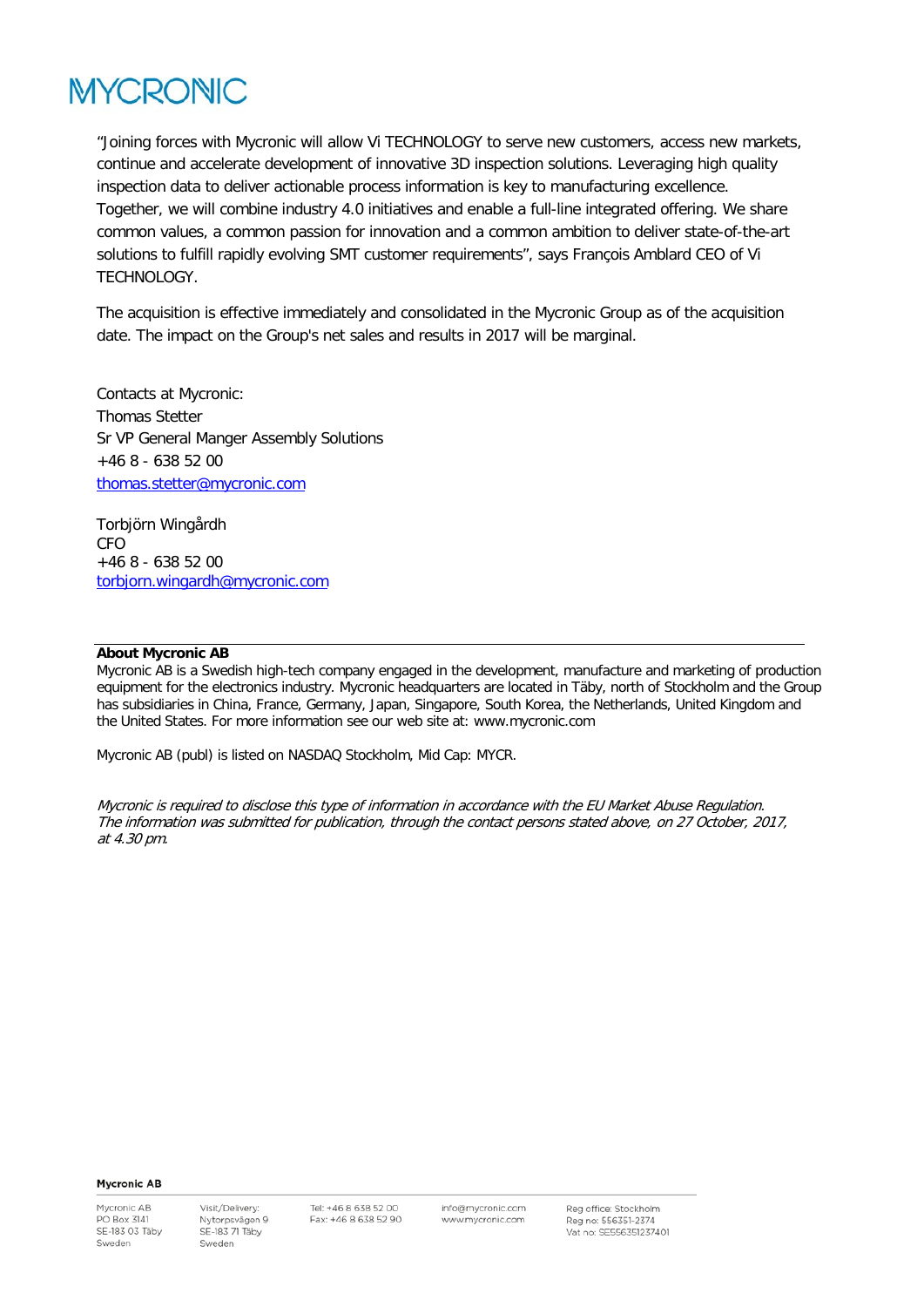"Joining forces with Mycronic will allow Vi TECHNOLOGY to serve new customers, access new markets, continue and accelerate development of innovative 3D inspection solutions. Leveraging high quality inspection data to deliver actionable process information is key to manufacturing excellence. Together, we will combine industry 4.0 initiatives and enable a full-line integrated offering. We share common values, a common passion for innovation and a common ambition to deliver state-of-the-art solutions to fulfill rapidly evolving SMT customer requirements", says François Amblard CEO of Vi TECHNOLOGY.

The acquisition is effective immediately and consolidated in the Mycronic Group as of the acquisition date. The impact on the Group's net sales and results in 2017 will be marginal.

Contacts at Mycronic:
Thomas Stetter
Sr VP General Manger Assembly Solutions
+46 8 - 638 52 00
thomas.stetter@mycronic.com

Torbjörn Wingårdh
CFO
+46 8 - 638 52 00
torbjorn.wingardh@mycronic.com

**About Mycronic AB**
Mycronic AB is a Swedish high-tech company engaged in the development, manufacture and marketing of production equipment for the electronics industry. Mycronic headquarters are located in Täby, north of Stockholm and the Group has subsidiaries in China, France, Germany, Japan, Singapore, South Korea, the Netherlands, United Kingdom and the United States. For more information see our web site at: www.mycronic.com

Mycronic AB (publ) is listed on NASDAQ Stockholm, Mid Cap: MYCR.

*Mycronic is required to disclose this type of information in accordance with the EU Market Abuse Regulation. The information was submitted for publication, through the contact persons stated above, on 27 October, 2017, at 4.30 pm.*